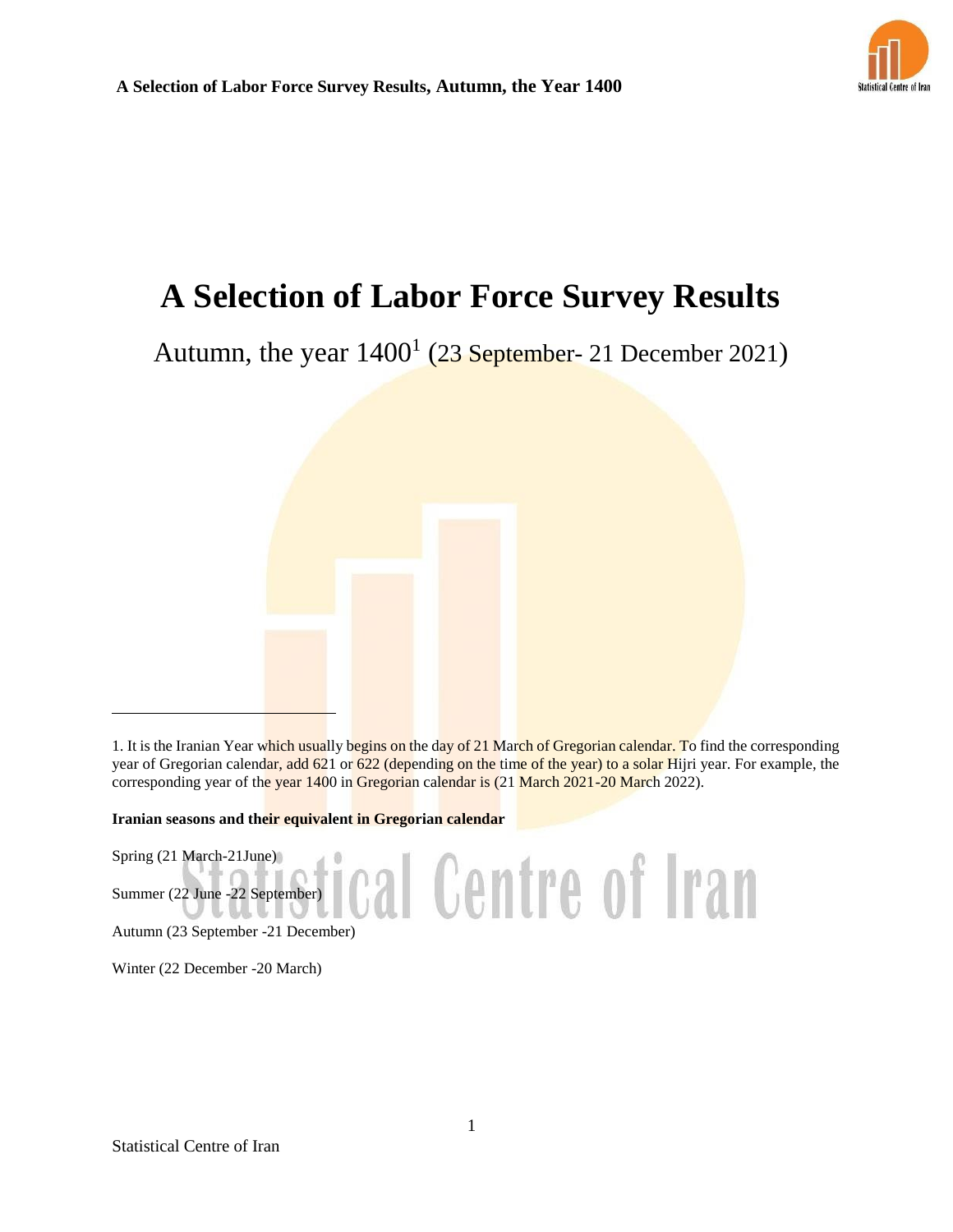# A Selection of Labor Force Survey Results

Autumn, the year 1400[1] (23 September- 21 December 2021)

1. It is the Iranian Year which usually begins on the day of 21 March of Gregorian calendar. To find the corresponding year of Gregorian calendar, add 621 or 622 (depending on the time of the year) to a solar Hijri year. For example, the corresponding year of the year 1400 in Gregorian calendar is (21 March 2021-20 March 2022).

**Iranian seasons and their equivalent in Gregorian calendar**

Spring (21 March-21June)

Summer (22 June -22 September)

Autumn (23 September -21 December)

Winter (22 December -20 March)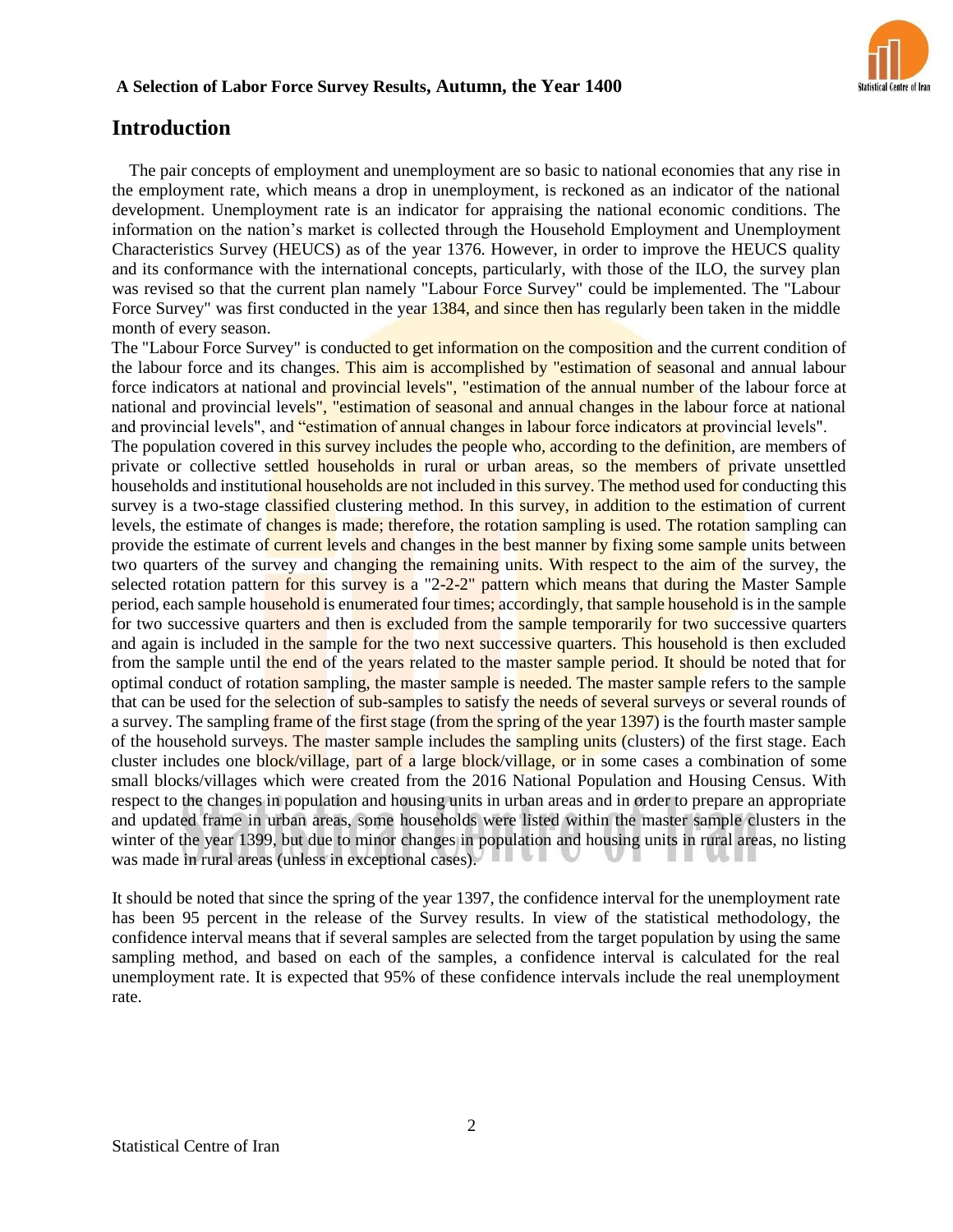## Introduction

The pair concepts of employment and unemployment are so basic to national economies that any rise in the employment rate, which means a drop in unemployment, is reckoned as an indicator of the national development. Unemployment rate is an indicator for appraising the national economic conditions. The information on the nation's market is collected through the Household Employment and Unemployment Characteristics Survey (HEUCS) as of the year 1376. However, in order to improve the HEUCS quality and its conformance with the international concepts, particularly, with those of the ILO, the survey plan was revised so that the current plan namely "Labour Force Survey" could be implemented. The "Labour Force Survey" was first conducted in the year 1384, and since then has regularly been taken in the middle month of every season.

The "Labour Force Survey" is conducted to get information on the composition and the current condition of the labour force and its changes. This aim is accomplished by "estimation of seasonal and annual labour force indicators at national and provincial levels", "estimation of the annual number of the labour force at national and provincial levels", "estimation of seasonal and annual changes in the labour force at national and provincial levels", and "estimation of annual changes in labour force indicators at provincial levels".

The population covered in this survey includes the people who, according to the definition, are members of private or collective settled households in rural or urban areas, so the members of private unsettled households and institutional households are not included in this survey. The method used for conducting this survey is a two-stage classified clustering method. In this survey, in addition to the estimation of current levels, the estimate of changes is made; therefore, the rotation sampling is used. The rotation sampling can provide the estimate of current levels and changes in the best manner by fixing some sample units between two quarters of the survey and changing the remaining units. With respect to the aim of the survey, the selected rotation pattern for this survey is a "2-2-2" pattern which means that during the Master Sample period, each sample household is enumerated four times; accordingly, that sample household is in the sample for two successive quarters and then is excluded from the sample temporarily for two successive quarters and again is included in the sample for the two next successive quarters. This household is then excluded from the sample until the end of the years related to the master sample period. It should be noted that for optimal conduct of rotation sampling, the master sample is needed. The master sample refers to the sample that can be used for the selection of sub-samples to satisfy the needs of several surveys or several rounds of a survey. The sampling frame of the first stage (from the spring of the year 1397) is the fourth master sample of the household surveys. The master sample includes the sampling units (clusters) of the first stage. Each cluster includes one block/village, part of a large block/village, or in some cases a combination of some small blocks/villages which were created from the 2016 National Population and Housing Census. With respect to the changes in population and housing units in urban areas and in order to prepare an appropriate and updated frame in urban areas, some households were listed within the master sample clusters in the winter of the year 1399, but due to minor changes in population and housing units in rural areas, no listing was made in rural areas (unless in exceptional cases).

It should be noted that since the spring of the year 1397, the confidence interval for the unemployment rate has been 95 percent in the release of the Survey results. In view of the statistical methodology, the confidence interval means that if several samples are selected from the target population by using the same sampling method, and based on each of the samples, a confidence interval is calculated for the real unemployment rate. It is expected that 95% of these confidence intervals include the real unemployment rate.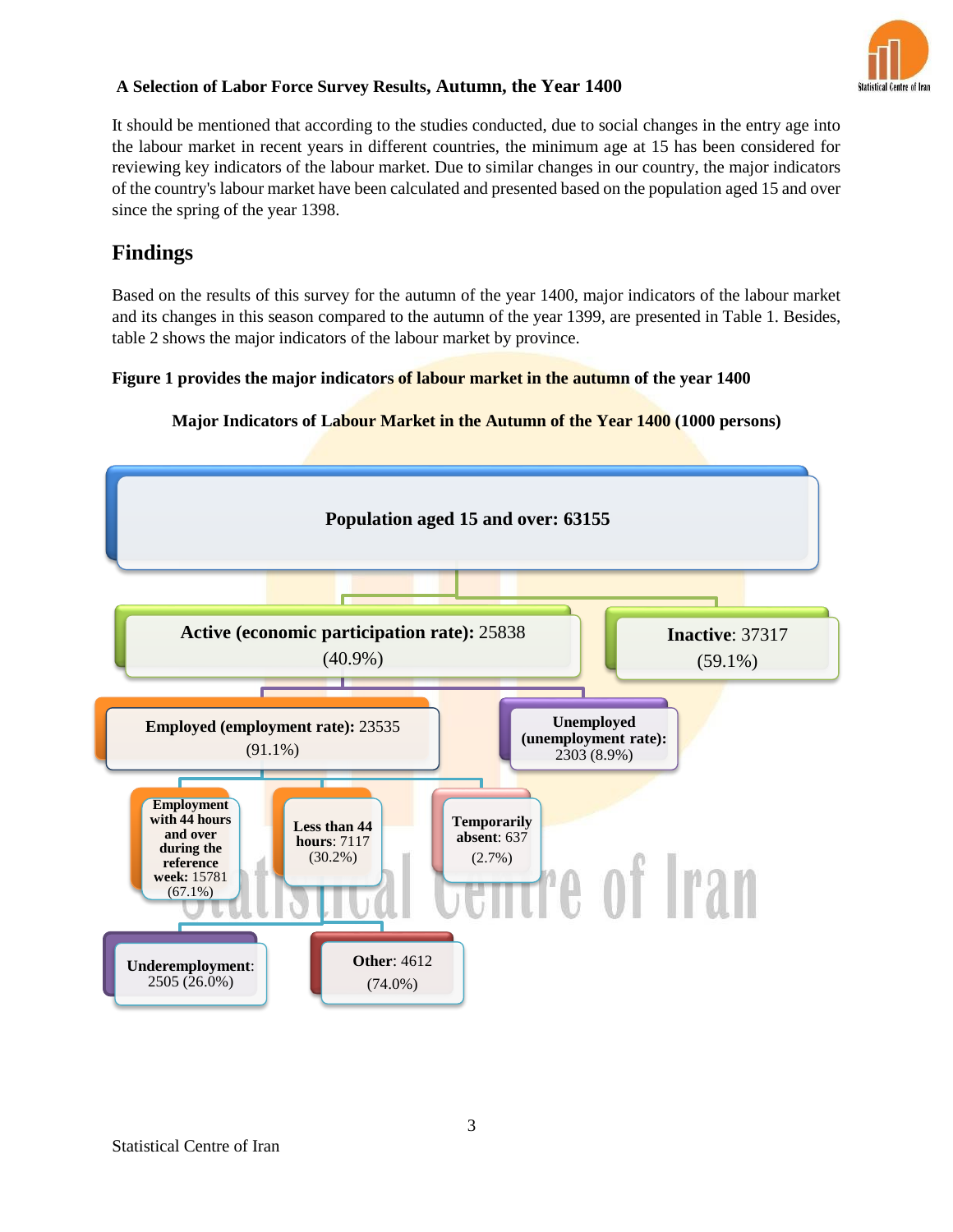It should be mentioned that according to the studies conducted, due to social changes in the entry age into the labour market in recent years in different countries, the minimum age at 15 has been considered for reviewing key indicators of the labour market. Due to similar changes in our country, the major indicators of the country's labour market have been calculated and presented based on the population aged 15 and over since the spring of the year 1398.

## Findings

Based on the results of this survey for the autumn of the year 1400, major indicators of the labour market and its changes in this season compared to the autumn of the year 1399, are presented in Table 1. Besides, table 2 shows the major indicators of the labour market by province.

**Figure 1 provides the major indicators of labour market in the autumn of the year 1400**

**Major Indicators of Labour Market in the Autumn of the Year 1400 (1000 persons)**

- **Population aged 15 and over: 63155**
  - **Active (economic participation rate):** 25838 (40.9%)
    - **Employed (employment rate):** 23535 (91.1%)
      - **Employment with 44 hours and over during the reference week:** 15781 (67.1%)
      - **Less than 44 hours**: 7117 (30.2%)
        - **Underemployment**: 2505 (26.0%)
        - **Other**: 4612 (74.0%)
      - **Temporarily absent**: 637 (2.7%)
    - **Unemployed (unemployment rate):** 2303 (8.9%)
  - **Inactive**: 37317 (59.1%)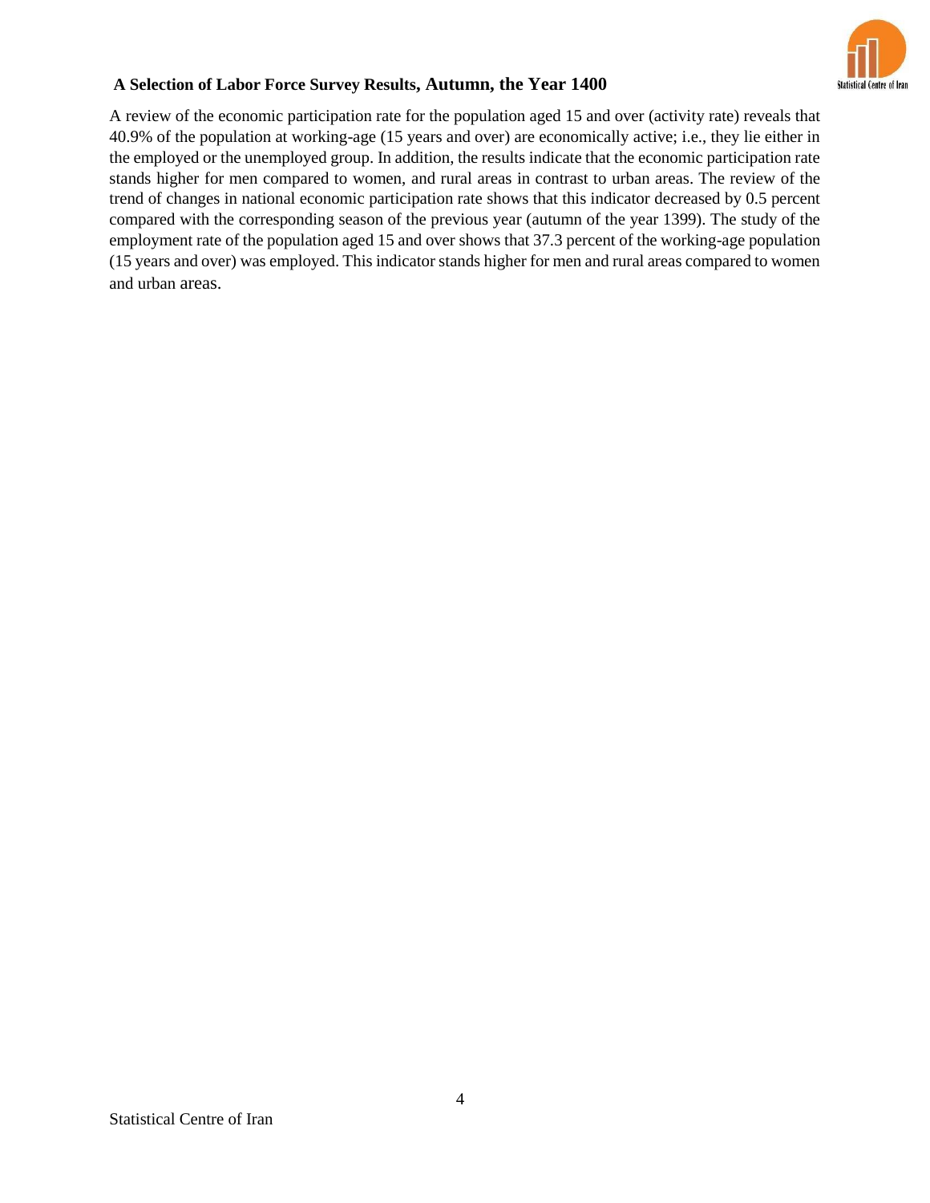### A Selection of Labor Force Survey Results, Autumn, the Year 1400

A review of the economic participation rate for the population aged 15 and over (activity rate) reveals that 40.9% of the population at working-age (15 years and over) are economically active; i.e., they lie either in the employed or the unemployed group. In addition, the results indicate that the economic participation rate stands higher for men compared to women, and rural areas in contrast to urban areas. The review of the trend of changes in national economic participation rate shows that this indicator decreased by 0.5 percent compared with the corresponding season of the previous year (autumn of the year 1399). The study of the employment rate of the population aged 15 and over shows that 37.3 percent of the working-age population (15 years and over) was employed. This indicator stands higher for men and rural areas compared to women and urban areas.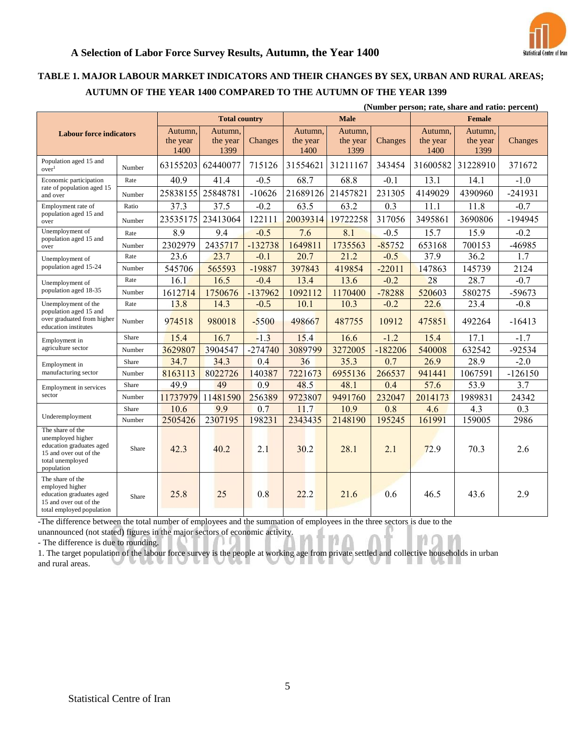## A Selection of Labor Force Survey Results, Autumn, the Year 1400

### TABLE 1. MAJOR LABOUR MARKET INDICATORS AND THEIR CHANGES BY SEX, URBAN AND RURAL AREAS; AUTUMN OF THE YEAR 1400 COMPARED TO THE AUTUMN OF THE YEAR 1399

(Number person; rate, share and ratio: percent)

| Labour force indicators | | Total country | | | Male | | | Female | | |
|---|---|---|---|---|---|---|---|---|---|---|
| | | Autumn, the year 1400 | Autumn, the year 1399 | Changes | Autumn, the year 1400 | Autumn, the year 1399 | Changes | Autumn, the year 1400 | Autumn, the year 1399 | Changes |
| Population aged 15 and over[1] | Number | 63155203 | 62440077 | 715126 | 31554621 | 31211167 | 343454 | 31600582 | 31228910 | 371672 |
| Economic participation rate of population aged 15 and over | Rate | 40.9 | 41.4 | -0.5 | 68.7 | 68.8 | -0.1 | 13.1 | 14.1 | -1.0 |
| | Number | 25838155 | 25848781 | -10626 | 21689126 | 21457821 | 231305 | 4149029 | 4390960 | -241931 |
| Employment rate of population aged 15 and over | Ratio | 37.3 | 37.5 | -0.2 | 63.5 | 63.2 | 0.3 | 11.1 | 11.8 | -0.7 |
| | Number | 23535175 | 23413064 | 122111 | 20039314 | 19722258 | 317056 | 3495861 | 3690806 | -194945 |
| Unemployment of population aged 15 and over | Rate | 8.9 | 9.4 | -0.5 | 7.6 | 8.1 | -0.5 | 15.7 | 15.9 | -0.2 |
| | Number | 2302979 | 2435717 | -132738 | 1649811 | 1735563 | -85752 | 653168 | 700153 | -46985 |
| Unemployment of population aged 15-24 | Rate | 23.6 | 23.7 | -0.1 | 20.7 | 21.2 | -0.5 | 37.9 | 36.2 | 1.7 |
| | Number | 545706 | 565593 | -19887 | 397843 | 419854 | -22011 | 147863 | 145739 | 2124 |
| Unemployment of population aged 18-35 | Rate | 16.1 | 16.5 | -0.4 | 13.4 | 13.6 | -0.2 | 28 | 28.7 | -0.7 |
| | Number | 1612714 | 1750676 | -137962 | 1092112 | 1170400 | -78288 | 520603 | 580275 | -59673 |
| Unemployment of the population aged 15 and over graduated from higher education institutes | Rate | 13.8 | 14.3 | -0.5 | 10.1 | 10.3 | -0.2 | 22.6 | 23.4 | -0.8 |
| | Number | 974518 | 980018 | -5500 | 498667 | 487755 | 10912 | 475851 | 492264 | -16413 |
| Employment in agriculture sector | Share | 15.4 | 16.7 | -1.3 | 15.4 | 16.6 | -1.2 | 15.4 | 17.1 | -1.7 |
| | Number | 3629807 | 3904547 | -274740 | 3089799 | 3272005 | -182206 | 540008 | 632542 | -92534 |
| Employment in manufacturing sector | Share | 34.7 | 34.3 | 0.4 | 36 | 35.3 | 0.7 | 26.9 | 28.9 | -2.0 |
| | Number | 8163113 | 8022726 | 140387 | 7221673 | 6955136 | 266537 | 941441 | 1067591 | -126150 |
| Employment in services sector | Share | 49.9 | 49 | 0.9 | 48.5 | 48.1 | 0.4 | 57.6 | 53.9 | 3.7 |
| | Number | 11737979 | 11481590 | 256389 | 9723807 | 9491760 | 232047 | 2014173 | 1989831 | 24342 |
| Underemployment | Share | 10.6 | 9.9 | 0.7 | 11.7 | 10.9 | 0.8 | 4.6 | 4.3 | 0.3 |
| | Number | 2505426 | 2307195 | 198231 | 2343435 | 2148190 | 195245 | 161991 | 159005 | 2986 |
| The share of the unemployed higher education graduates aged 15 and over out of the total unemployed population | Share | 42.3 | 40.2 | 2.1 | 30.2 | 28.1 | 2.1 | 72.9 | 70.3 | 2.6 |
| The share of the employed higher education graduates aged 15 and over out of the total employed population | Share | 25.8 | 25 | 0.8 | 22.2 | 21.6 | 0.6 | 46.5 | 43.6 | 2.9 |

-The difference between the total number of employees and the summation of employees in the three sectors is due to the unannounced (not stated) figures in the major sectors of economic activity.

- The difference is due to rounding.

1. The target population of the labour force survey is the people at working age from private settled and collective households in urban and rural areas.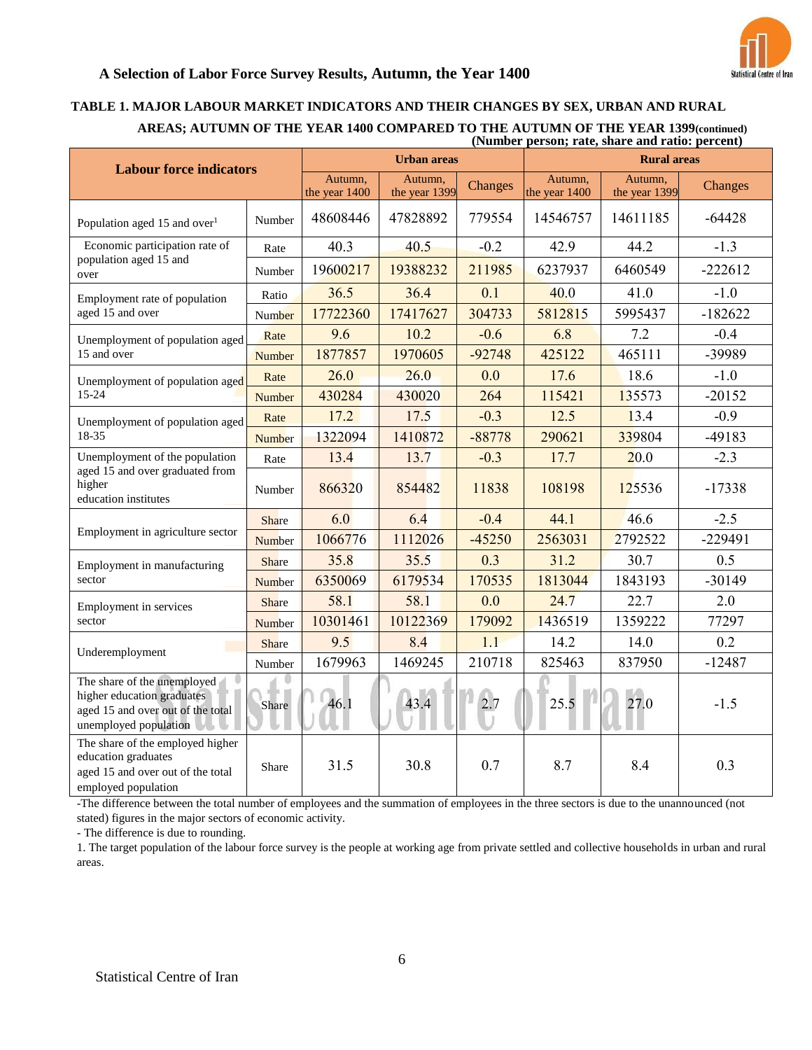## A Selection of Labor Force Survey Results, Autumn, the Year 1400

### TABLE 1. MAJOR LABOUR MARKET INDICATORS AND THEIR CHANGES BY SEX, URBAN AND RURAL AREAS; AUTUMN OF THE YEAR 1400 COMPARED TO THE AUTUMN OF THE YEAR 1399(continued)

(Number person; rate, share and ratio: percent)

| Labour force indicators | | Urban areas | | | Rural areas | | |
|---|---|---|---|---|---|---|---|
| | | Autumn, the year 1400 | Autumn, the year 1399 | Changes | Autumn, the year 1400 | Autumn, the year 1399 | Changes |
| Population aged 15 and over[1] | Number | 48608446 | 47828892 | 779554 | 14546757 | 14611185 | -64428 |
| Economic participation rate of population aged 15 and over | Rate | 40.3 | 40.5 | -0.2 | 42.9 | 44.2 | -1.3 |
| | Number | 19600217 | 19388232 | 211985 | 6237937 | 6460549 | -222612 |
| Employment rate of population aged 15 and over | Ratio | 36.5 | 36.4 | 0.1 | 40.0 | 41.0 | -1.0 |
| | Number | 17722360 | 17417627 | 304733 | 5812815 | 5995437 | -182622 |
| Unemployment of population aged 15 and over | Rate | 9.6 | 10.2 | -0.6 | 6.8 | 7.2 | -0.4 |
| | Number | 1877857 | 1970605 | -92748 | 425122 | 465111 | -39989 |
| Unemployment of population aged 15-24 | Rate | 26.0 | 26.0 | 0.0 | 17.6 | 18.6 | -1.0 |
| | Number | 430284 | 430020 | 264 | 115421 | 135573 | -20152 |
| Unemployment of population aged 18-35 | Rate | 17.2 | 17.5 | -0.3 | 12.5 | 13.4 | -0.9 |
| | Number | 1322094 | 1410872 | -88778 | 290621 | 339804 | -49183 |
| Unemployment of the population aged 15 and over graduated from higher education institutes | Rate | 13.4 | 13.7 | -0.3 | 17.7 | 20.0 | -2.3 |
| | Number | 866320 | 854482 | 11838 | 108198 | 125536 | -17338 |
| Employment in agriculture sector | Share | 6.0 | 6.4 | -0.4 | 44.1 | 46.6 | -2.5 |
| | Number | 1066776 | 1112026 | -45250 | 2563031 | 2792522 | -229491 |
| Employment in manufacturing sector | Share | 35.8 | 35.5 | 0.3 | 31.2 | 30.7 | 0.5 |
| | Number | 6350069 | 6179534 | 170535 | 1813044 | 1843193 | -30149 |
| Employment in services sector | Share | 58.1 | 58.1 | 0.0 | 24.7 | 22.7 | 2.0 |
| | Number | 10301461 | 10122369 | 179092 | 1436519 | 1359222 | 77297 |
| Underemployment | Share | 9.5 | 8.4 | 1.1 | 14.2 | 14.0 | 0.2 |
| | Number | 1679963 | 1469245 | 210718 | 825463 | 837950 | -12487 |
| The share of the unemployed higher education graduates aged 15 and over out of the total unemployed population | Share | 46.1 | 43.4 | 2.7 | 25.5 | 27.0 | -1.5 |
| The share of the employed higher education graduates aged 15 and over out of the total employed population | Share | 31.5 | 30.8 | 0.7 | 8.7 | 8.4 | 0.3 |

-The difference between the total number of employees and the summation of employees in the three sectors is due to the unannounced (not stated) figures in the major sectors of economic activity.

- The difference is due to rounding.

1. The target population of the labour force survey is the people at working age from private settled and collective households in urban and rural areas.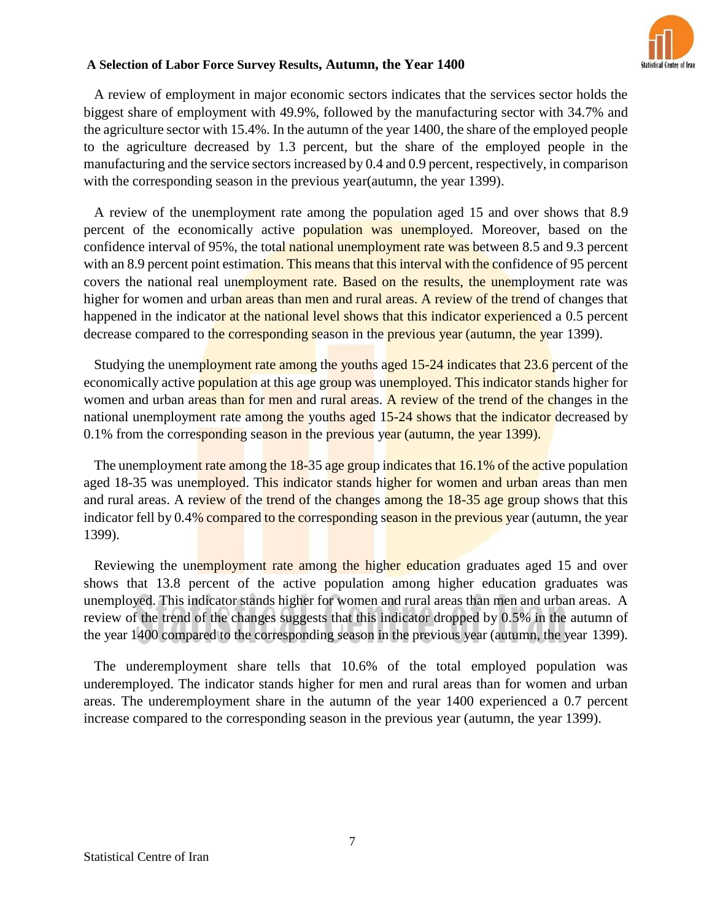**A Selection of Labor Force Survey Results, Autumn, the Year 1400**

A review of employment in major economic sectors indicates that the services sector holds the biggest share of employment with 49.9%, followed by the manufacturing sector with 34.7% and the agriculture sector with 15.4%. In the autumn of the year 1400, the share of the employed people to the agriculture decreased by 1.3 percent, but the share of the employed people in the manufacturing and the service sectors increased by 0.4 and 0.9 percent, respectively, in comparison with the corresponding season in the previous year(autumn, the year 1399).

A review of the unemployment rate among the population aged 15 and over shows that 8.9 percent of the economically active population was unemployed. Moreover, based on the confidence interval of 95%, the total national unemployment rate was between 8.5 and 9.3 percent with an 8.9 percent point estimation. This means that this interval with the confidence of 95 percent covers the national real unemployment rate. Based on the results, the unemployment rate was higher for women and urban areas than men and rural areas. A review of the trend of changes that happened in the indicator at the national level shows that this indicator experienced a 0.5 percent decrease compared to the corresponding season in the previous year (autumn, the year 1399).

Studying the unemployment rate among the youths aged 15-24 indicates that 23.6 percent of the economically active population at this age group was unemployed. This indicator stands higher for women and urban areas than for men and rural areas. A review of the trend of the changes in the national unemployment rate among the youths aged 15-24 shows that the indicator decreased by 0.1% from the corresponding season in the previous year (autumn, the year 1399).

The unemployment rate among the 18-35 age group indicates that 16.1% of the active population aged 18-35 was unemployed. This indicator stands higher for women and urban areas than men and rural areas. A review of the trend of the changes among the 18-35 age group shows that this indicator fell by 0.4% compared to the corresponding season in the previous year (autumn, the year 1399).

Reviewing the unemployment rate among the higher education graduates aged 15 and over shows that 13.8 percent of the active population among higher education graduates was unemployed. This indicator stands higher for women and rural areas than men and urban areas. A review of the trend of the changes suggests that this indicator dropped by 0.5% in the autumn of the year 1400 compared to the corresponding season in the previous year (autumn, the year 1399).

The underemployment share tells that 10.6% of the total employed population was underemployed. The indicator stands higher for men and rural areas than for women and urban areas. The underemployment share in the autumn of the year 1400 experienced a 0.7 percent increase compared to the corresponding season in the previous year (autumn, the year 1399).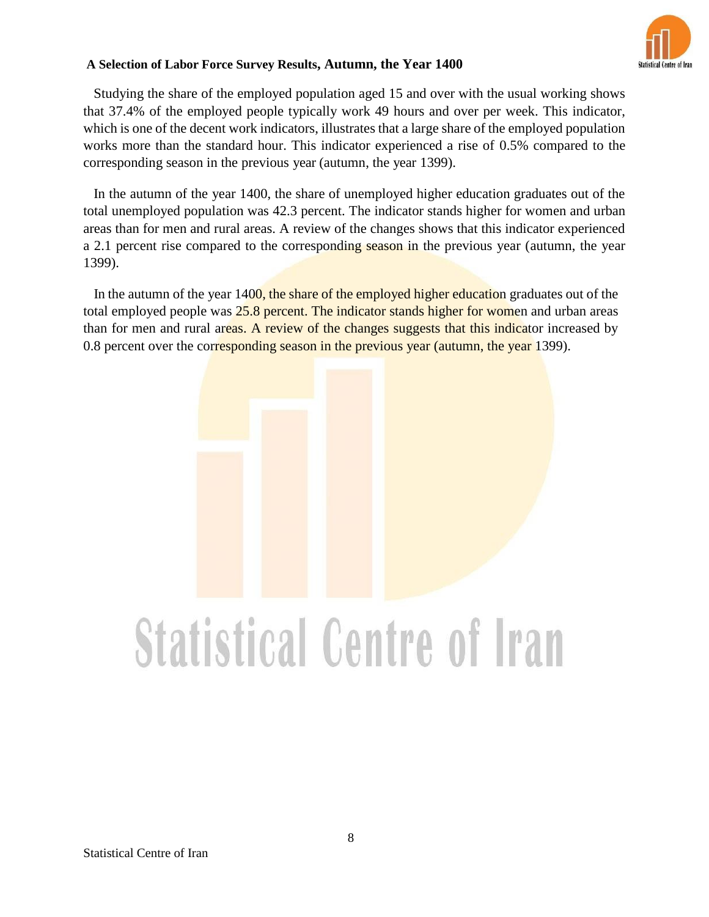Studying the share of the employed population aged 15 and over with the usual working shows that 37.4% of the employed people typically work 49 hours and over per week. This indicator, which is one of the decent work indicators, illustrates that a large share of the employed population works more than the standard hour. This indicator experienced a rise of 0.5% compared to the corresponding season in the previous year (autumn, the year 1399).

In the autumn of the year 1400, the share of unemployed higher education graduates out of the total unemployed population was 42.3 percent. The indicator stands higher for women and urban areas than for men and rural areas. A review of the changes shows that this indicator experienced a 2.1 percent rise compared to the corresponding season in the previous year (autumn, the year 1399).

In the autumn of the year 1400, the share of the employed higher education graduates out of the total employed people was 25.8 percent. The indicator stands higher for women and urban areas than for men and rural areas. A review of the changes suggests that this indicator increased by 0.8 percent over the corresponding season in the previous year (autumn, the year 1399).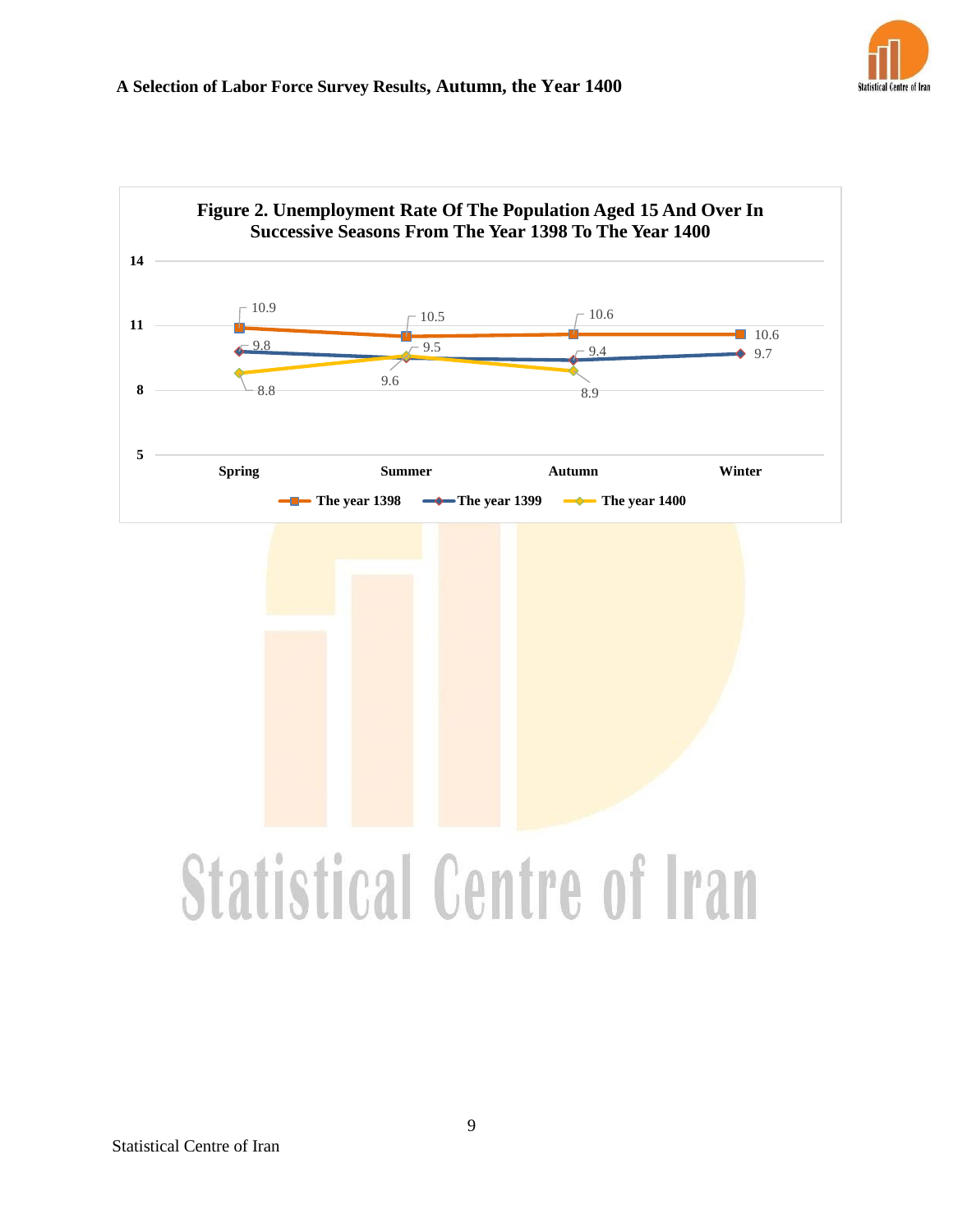**Figure 2. Unemployment Rate Of The Population Aged 15 And Over In Successive Seasons From The Year 1398 To The Year 1400**

| | Spring | Summer | Autumn | Winter |
|---|---|---|---|---|
| The year 1398 | 10.9 | 10.5 | 10.6 | 10.6 |
| The year 1399 | 9.8 | 9.6 | 9.4 | 9.7 |
| The year 1400 | 8.8 | 9.5 | 8.9 | |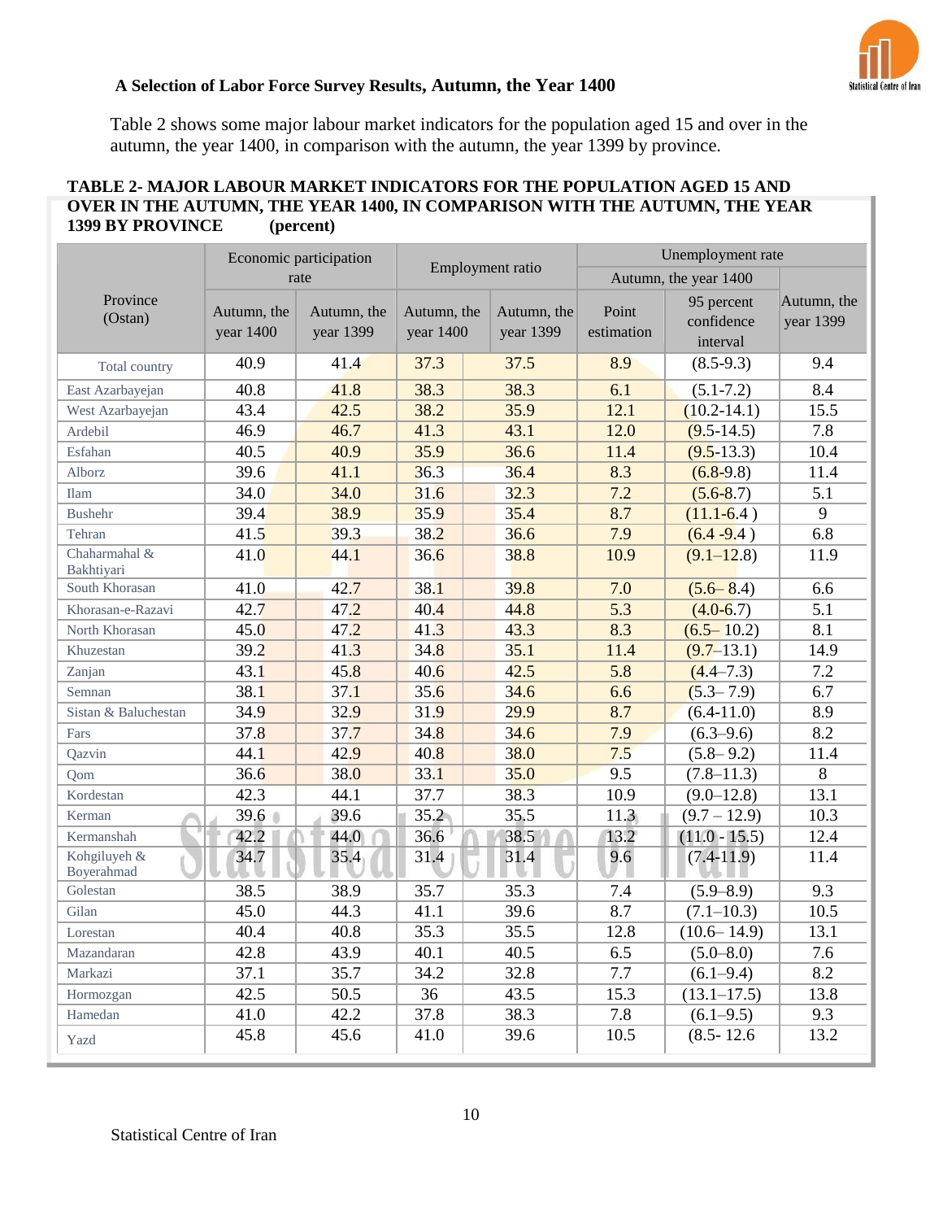### A Selection of Labor Force Survey Results, Autumn, the Year 1400

Table 2 shows some major labour market indicators for the population aged 15 and over in the autumn, the year 1400, in comparison with the autumn, the year 1399 by province.

**TABLE 2- MAJOR LABOUR MARKET INDICATORS FOR THE POPULATION AGED 15 AND OVER IN THE AUTUMN, THE YEAR 1400, IN COMPARISON WITH THE AUTUMN, THE YEAR 1399 BY PROVINCE (percent)**

| Province (Ostan) | Economic participation rate | | Employment ratio | | Unemployment rate | | |
|---|---|---|---|---|---|---|---|
| | | | | | Autumn, the year 1400 | | |
| | Autumn, the year 1400 | Autumn, the year 1399 | Autumn, the year 1400 | Autumn, the year 1399 | Point estimation | 95 percent confidence interval | Autumn, the year 1399 |
| Total country | 40.9 | 41.4 | 37.3 | 37.5 | 8.9 | (8.5-9.3) | 9.4 |
| East Azarbayejan | 40.8 | 41.8 | 38.3 | 38.3 | 6.1 | (5.1-7.2) | 8.4 |
| West Azarbayejan | 43.4 | 42.5 | 38.2 | 35.9 | 12.1 | (10.2-14.1) | 15.5 |
| Ardebil | 46.9 | 46.7 | 41.3 | 43.1 | 12.0 | (9.5-14.5) | 7.8 |
| Esfahan | 40.5 | 40.9 | 35.9 | 36.6 | 11.4 | (9.5-13.3) | 10.4 |
| Alborz | 39.6 | 41.1 | 36.3 | 36.4 | 8.3 | (6.8-9.8) | 11.4 |
| Ilam | 34.0 | 34.0 | 31.6 | 32.3 | 7.2 | (5.6-8.7) | 5.1 |
| Bushehr | 39.4 | 38.9 | 35.9 | 35.4 | 8.7 | (11.1-6.4 ) | 9 |
| Tehran | 41.5 | 39.3 | 38.2 | 36.6 | 7.9 | (6.4 -9.4 ) | 6.8 |
| Chaharmahal & Bakhtiyari | 41.0 | 44.1 | 36.6 | 38.8 | 10.9 | (9.1–12.8) | 11.9 |
| South Khorasan | 41.0 | 42.7 | 38.1 | 39.8 | 7.0 | (5.6– 8.4) | 6.6 |
| Khorasan-e-Razavi | 42.7 | 47.2 | 40.4 | 44.8 | 5.3 | (4.0-6.7) | 5.1 |
| North Khorasan | 45.0 | 47.2 | 41.3 | 43.3 | 8.3 | (6.5– 10.2) | 8.1 |
| Khuzestan | 39.2 | 41.3 | 34.8 | 35.1 | 11.4 | (9.7–13.1) | 14.9 |
| Zanjan | 43.1 | 45.8 | 40.6 | 42.5 | 5.8 | (4.4–7.3) | 7.2 |
| Semnan | 38.1 | 37.1 | 35.6 | 34.6 | 6.6 | (5.3– 7.9) | 6.7 |
| Sistan & Baluchestan | 34.9 | 32.9 | 31.9 | 29.9 | 8.7 | (6.4-11.0) | 8.9 |
| Fars | 37.8 | 37.7 | 34.8 | 34.6 | 7.9 | (6.3–9.6) | 8.2 |
| Qazvin | 44.1 | 42.9 | 40.8 | 38.0 | 7.5 | (5.8– 9.2) | 11.4 |
| Qom | 36.6 | 38.0 | 33.1 | 35.0 | 9.5 | (7.8–11.3) | 8 |
| Kordestan | 42.3 | 44.1 | 37.7 | 38.3 | 10.9 | (9.0–12.8) | 13.1 |
| Kerman | 39.6 | 39.6 | 35.2 | 35.5 | 11.3 | (9.7 – 12.9) | 10.3 |
| Kermanshah | 42.2 | 44.0 | 36.6 | 38.5 | 13.2 | (11.0 - 15.5) | 12.4 |
| Kohgiluyeh & Boyerahmad | 34.7 | 35.4 | 31.4 | 31.4 | 9.6 | (7.4-11.9) | 11.4 |
| Golestan | 38.5 | 38.9 | 35.7 | 35.3 | 7.4 | (5.9–8.9) | 9.3 |
| Gilan | 45.0 | 44.3 | 41.1 | 39.6 | 8.7 | (7.1–10.3) | 10.5 |
| Lorestan | 40.4 | 40.8 | 35.3 | 35.5 | 12.8 | (10.6– 14.9) | 13.1 |
| Mazandaran | 42.8 | 43.9 | 40.1 | 40.5 | 6.5 | (5.0–8.0) | 7.6 |
| Markazi | 37.1 | 35.7 | 34.2 | 32.8 | 7.7 | (6.1–9.4) | 8.2 |
| Hormozgan | 42.5 | 50.5 | 36 | 43.5 | 15.3 | (13.1–17.5) | 13.8 |
| Hamedan | 41.0 | 42.2 | 37.8 | 38.3 | 7.8 | (6.1–9.5) | 9.3 |
| Yazd | 45.8 | 45.6 | 41.0 | 39.6 | 10.5 | (8.5- 12.6 | 13.2 |

Statistical Centre of Iran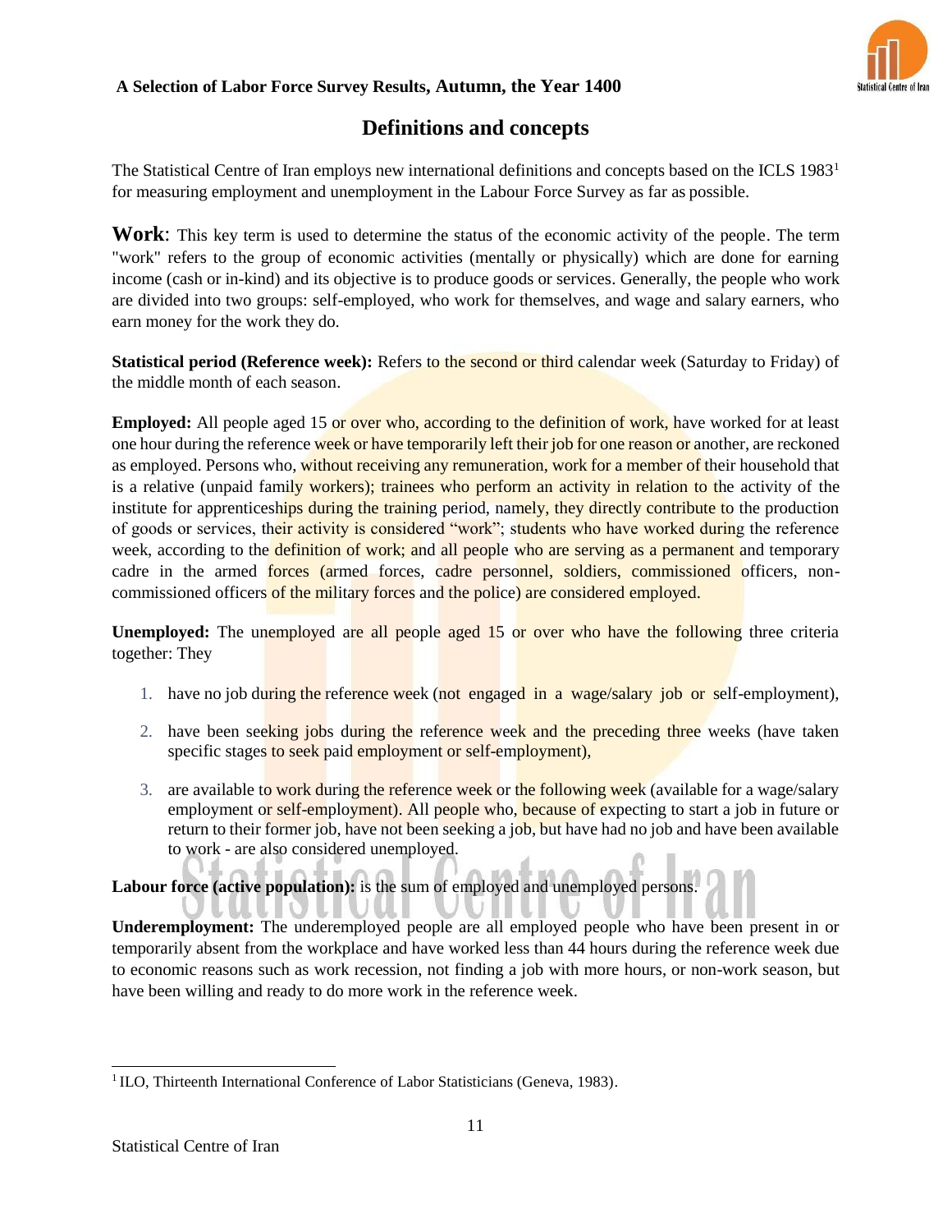## Definitions and concepts

The Statistical Centre of Iran employs new international definitions and concepts based on the ICLS 1983[1] for measuring employment and unemployment in the Labour Force Survey as far as possible.

**Work**: This key term is used to determine the status of the economic activity of the people. The term "work" refers to the group of economic activities (mentally or physically) which are done for earning income (cash or in-kind) and its objective is to produce goods or services. Generally, the people who work are divided into two groups: self-employed, who work for themselves, and wage and salary earners, who earn money for the work they do.

**Statistical period (Reference week):** Refers to the second or third calendar week (Saturday to Friday) of the middle month of each season.

**Employed:** All people aged 15 or over who, according to the definition of work, have worked for at least one hour during the reference week or have temporarily left their job for one reason or another, are reckoned as employed. Persons who, without receiving any remuneration, work for a member of their household that is a relative (unpaid family workers); trainees who perform an activity in relation to the activity of the institute for apprenticeships during the training period, namely, they directly contribute to the production of goods or services, their activity is considered "work"; students who have worked during the reference week, according to the definition of work; and all people who are serving as a permanent and temporary cadre in the armed forces (armed forces, cadre personnel, soldiers, commissioned officers, non-commissioned officers of the military forces and the police) are considered employed.

**Unemployed:** The unemployed are all people aged 15 or over who have the following three criteria together: They

1. have no job during the reference week (not engaged in a wage/salary job or self-employment),
2. have been seeking jobs during the reference week and the preceding three weeks (have taken specific stages to seek paid employment or self-employment),
3. are available to work during the reference week or the following week (available for a wage/salary employment or self-employment). All people who, because of expecting to start a job in future or return to their former job, have not been seeking a job, but have had no job and have been available to work - are also considered unemployed.

**Labour force (active population):** is the sum of employed and unemployed persons.

**Underemployment:** The underemployed people are all employed people who have been present in or temporarily absent from the workplace and have worked less than 44 hours during the reference week due to economic reasons such as work recession, not finding a job with more hours, or non-work season, but have been willing and ready to do more work in the reference week.

---

[1] ILO, Thirteenth International Conference of Labor Statisticians (Geneva, 1983).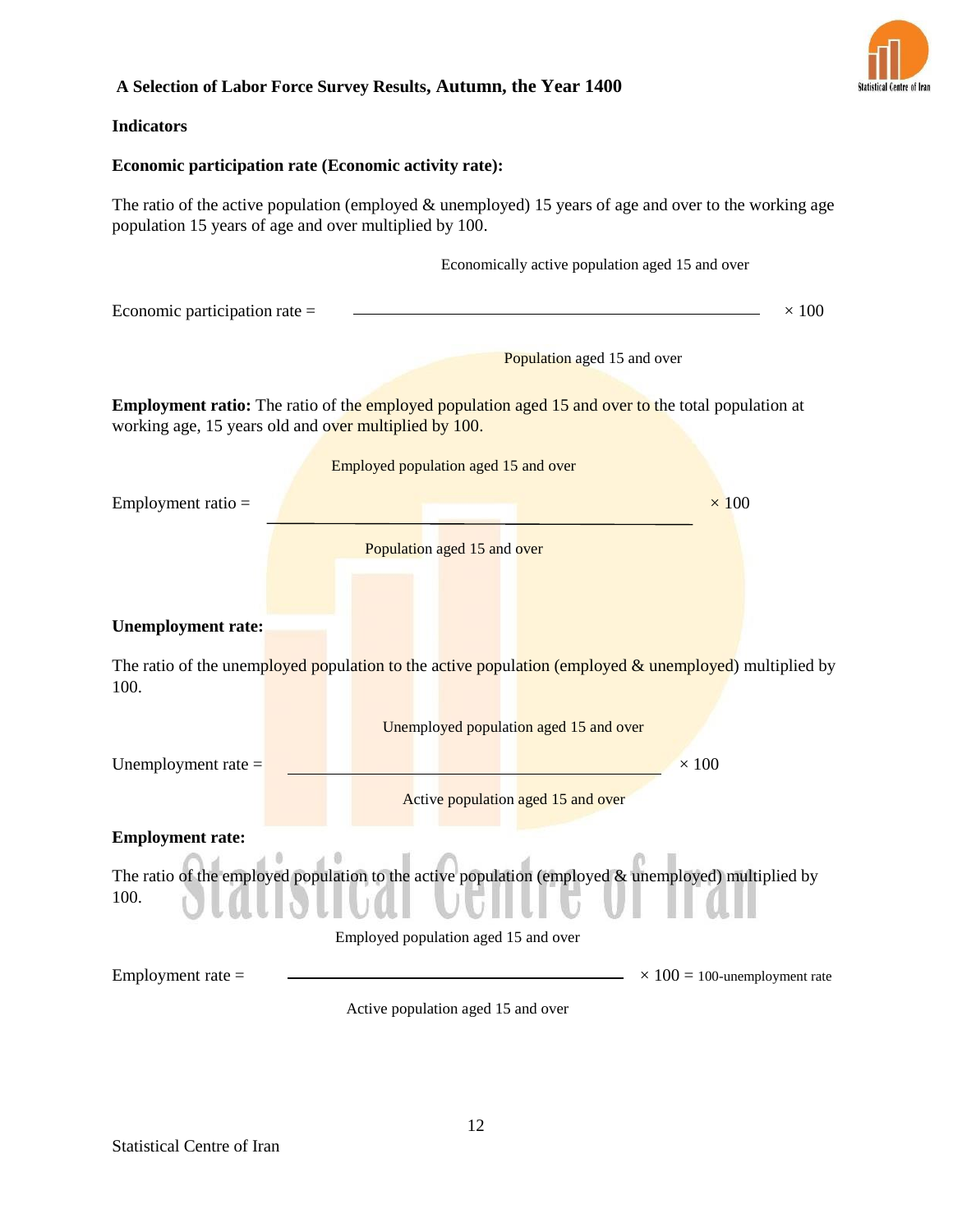## A Selection of Labor Force Survey Results, Autumn, the Year 1400

### Indicators

**Economic participation rate (Economic activity rate):**

The ratio of the active population (employed & unemployed) 15 years of age and over to the working age population 15 years of age and over multiplied by 100.

$$\text{Economic participation rate} = \frac{\text{Economically active population aged 15 and over}}{\text{Population aged 15 and over}} \times 100$$

**Employment ratio:** The ratio of the employed population aged 15 and over to the total population at working age, 15 years old and over multiplied by 100.

$$\text{Employment ratio} = \frac{\text{Employed population aged 15 and over}}{\text{Population aged 15 and over}} \times 100$$

**Unemployment rate:**

The ratio of the unemployed population to the active population (employed & unemployed) multiplied by 100.

$$\text{Unemployment rate} = \frac{\text{Unemployed population aged 15 and over}}{\text{Active population aged 15 and over}} \times 100$$

**Employment rate:**

The ratio of the employed population to the active population (employed & unemployed) multiplied by 100.

$$\text{Employment rate} = \frac{\text{Employed population aged 15 and over}}{\text{Active population aged 15 and over}} \times 100 = \text{100-unemployment rate}$$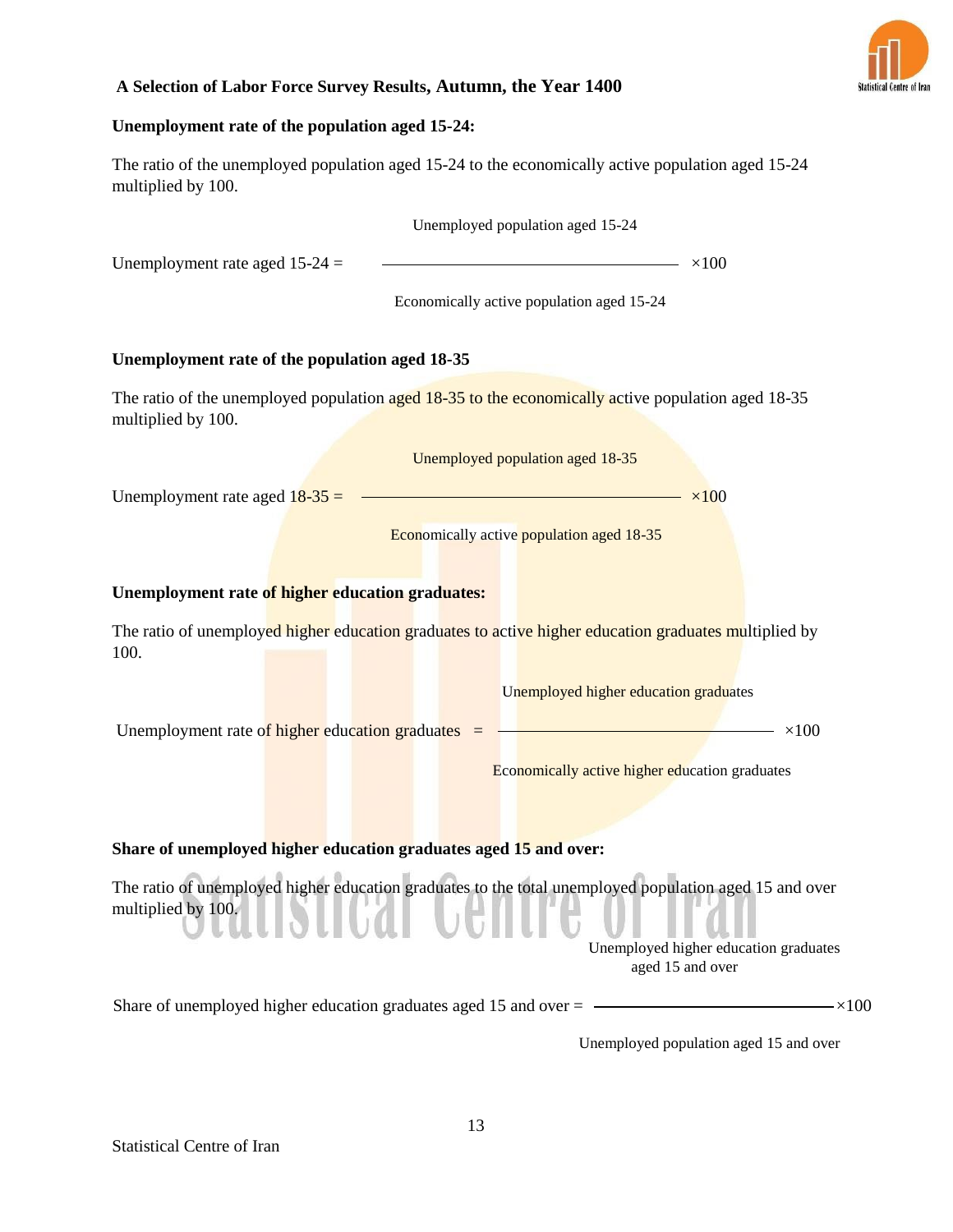**A Selection of Labor Force Survey Results, Autumn, the Year 1400**

**Unemployment rate of the population aged 15-24:**

The ratio of the unemployed population aged 15-24 to the economically active population aged 15-24 multiplied by 100.

$$\text{Unemployment rate aged 15-24} = \frac{\text{Unemployed population aged 15-24}}{\text{Economically active population aged 15-24}} \times 100$$

**Unemployment rate of the population aged 18-35**

The ratio of the unemployed population aged 18-35 to the economically active population aged 18-35 multiplied by 100.

$$\text{Unemployment rate aged 18-35} = \frac{\text{Unemployed population aged 18-35}}{\text{Economically active population aged 18-35}} \times 100$$

**Unemployment rate of higher education graduates:**

The ratio of unemployed higher education graduates to active higher education graduates multiplied by 100.

$$\text{Unemployment rate of higher education graduates} = \frac{\text{Unemployed higher education graduates}}{\text{Economically active higher education graduates}} \times 100$$

**Share of unemployed higher education graduates aged 15 and over:**

The ratio of unemployed higher education graduates to the total unemployed population aged 15 and over multiplied by 100.

$$\text{Share of unemployed higher education graduates aged 15 and over} = \frac{\text{Unemployed higher education graduates aged 15 and over}}{\text{Unemployed population aged 15 and over}} \times 100$$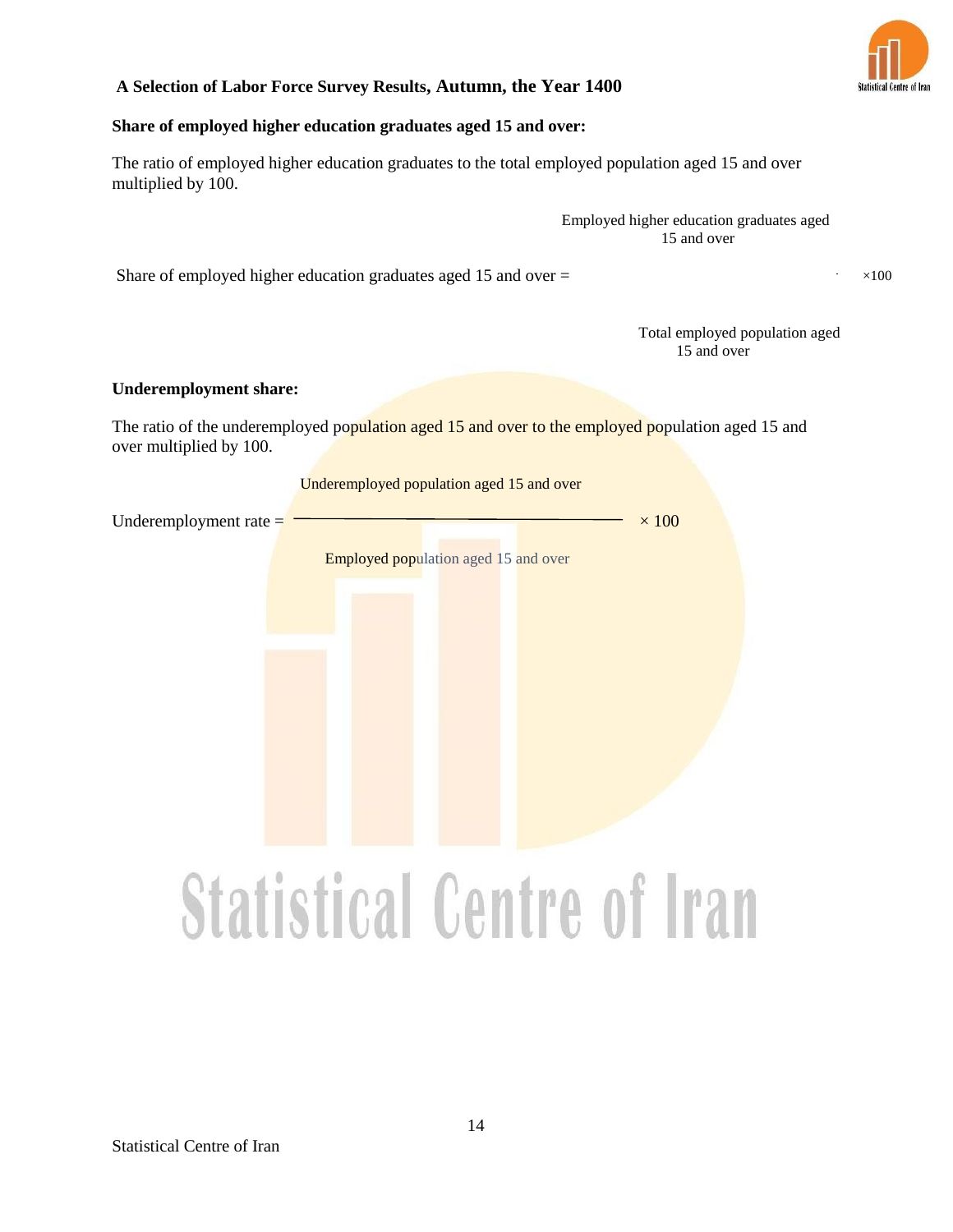A Selection of Labor Force Survey Results, Autumn, the Year 1400

**Share of employed higher education graduates aged 15 and over:**

The ratio of employed higher education graduates to the total employed population aged 15 and over multiplied by 100.

$$\text{Share of employed higher education graduates aged 15 and over} = \frac{\text{Employed higher education graduates aged 15 and over}}{\text{Total employed population aged 15 and over}} \times 100$$

**Underemployment share:**

The ratio of the underemployed population aged 15 and over to the employed population aged 15 and over multiplied by 100.

$$\text{Underemployment rate} = \frac{\text{Underemployed population aged 15 and over}}{\text{Employed population aged 15 and over}} \times 100$$